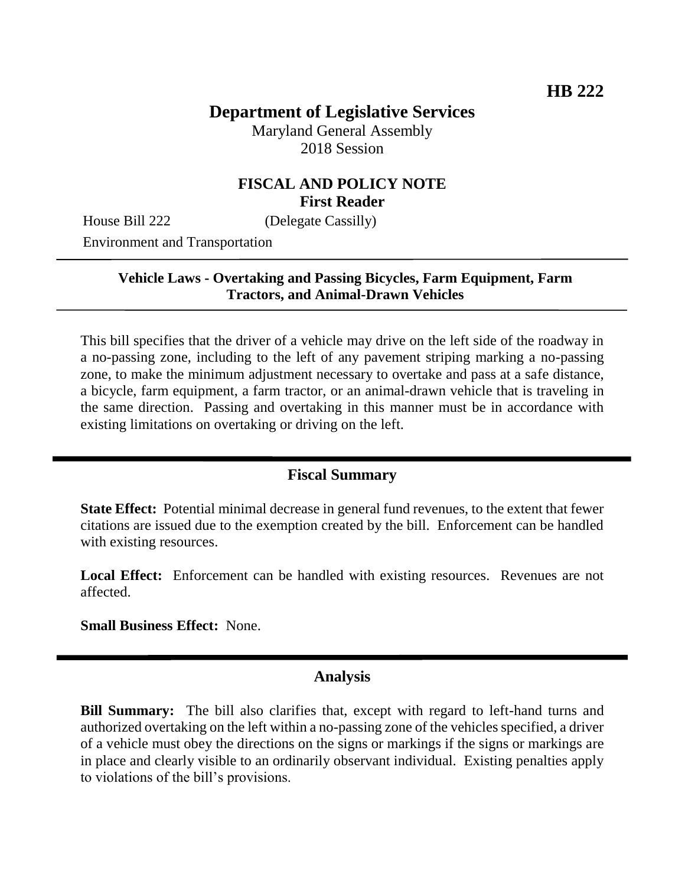**HB 222**

# Department of Legislative Services

Maryland General Assembly
2018 Session

## FISCAL AND POLICY NOTE
**First Reader**

House Bill 222 (Delegate Cassilly)

Environment and Transportation

**Vehicle Laws - Overtaking and Passing Bicycles, Farm Equipment, Farm Tractors, and Animal-Drawn Vehicles**

This bill specifies that the driver of a vehicle may drive on the left side of the roadway in a no-passing zone, including to the left of any pavement striping marking a no-passing zone, to make the minimum adjustment necessary to overtake and pass at a safe distance, a bicycle, farm equipment, a farm tractor, or an animal-drawn vehicle that is traveling in the same direction. Passing and overtaking in this manner must be in accordance with existing limitations on overtaking or driving on the left.

## Fiscal Summary

**State Effect:** Potential minimal decrease in general fund revenues, to the extent that fewer citations are issued due to the exemption created by the bill. Enforcement can be handled with existing resources.

**Local Effect:** Enforcement can be handled with existing resources. Revenues are not affected.

**Small Business Effect:** None.

## Analysis

**Bill Summary:** The bill also clarifies that, except with regard to left-hand turns and authorized overtaking on the left within a no-passing zone of the vehicles specified, a driver of a vehicle must obey the directions on the signs or markings if the signs or markings are in place and clearly visible to an ordinarily observant individual. Existing penalties apply to violations of the bill's provisions.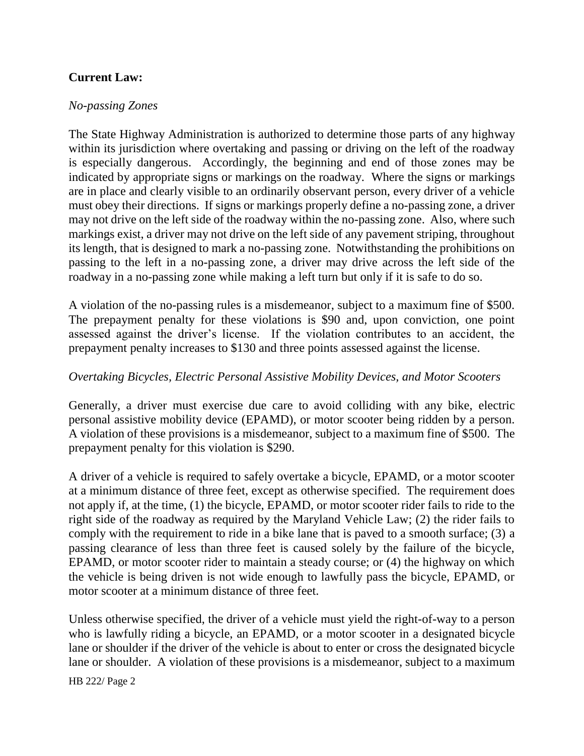## Current Law:

*No-passing Zones*

The State Highway Administration is authorized to determine those parts of any highway within its jurisdiction where overtaking and passing or driving on the left of the roadway is especially dangerous. Accordingly, the beginning and end of those zones may be indicated by appropriate signs or markings on the roadway. Where the signs or markings are in place and clearly visible to an ordinarily observant person, every driver of a vehicle must obey their directions. If signs or markings properly define a no-passing zone, a driver may not drive on the left side of the roadway within the no-passing zone. Also, where such markings exist, a driver may not drive on the left side of any pavement striping, throughout its length, that is designed to mark a no-passing zone. Notwithstanding the prohibitions on passing to the left in a no-passing zone, a driver may drive across the left side of the roadway in a no-passing zone while making a left turn but only if it is safe to do so.

A violation of the no-passing rules is a misdemeanor, subject to a maximum fine of $500. The prepayment penalty for these violations is $90 and, upon conviction, one point assessed against the driver's license. If the violation contributes to an accident, the prepayment penalty increases to $130 and three points assessed against the license.

*Overtaking Bicycles, Electric Personal Assistive Mobility Devices, and Motor Scooters*

Generally, a driver must exercise due care to avoid colliding with any bike, electric personal assistive mobility device (EPAMD), or motor scooter being ridden by a person. A violation of these provisions is a misdemeanor, subject to a maximum fine of $500. The prepayment penalty for this violation is $290.

A driver of a vehicle is required to safely overtake a bicycle, EPAMD, or a motor scooter at a minimum distance of three feet, except as otherwise specified. The requirement does not apply if, at the time, (1) the bicycle, EPAMD, or motor scooter rider fails to ride to the right side of the roadway as required by the Maryland Vehicle Law; (2) the rider fails to comply with the requirement to ride in a bike lane that is paved to a smooth surface; (3) a passing clearance of less than three feet is caused solely by the failure of the bicycle, EPAMD, or motor scooter rider to maintain a steady course; or (4) the highway on which the vehicle is being driven is not wide enough to lawfully pass the bicycle, EPAMD, or motor scooter at a minimum distance of three feet.

Unless otherwise specified, the driver of a vehicle must yield the right-of-way to a person who is lawfully riding a bicycle, an EPAMD, or a motor scooter in a designated bicycle lane or shoulder if the driver of the vehicle is about to enter or cross the designated bicycle lane or shoulder. A violation of these provisions is a misdemeanor, subject to a maximum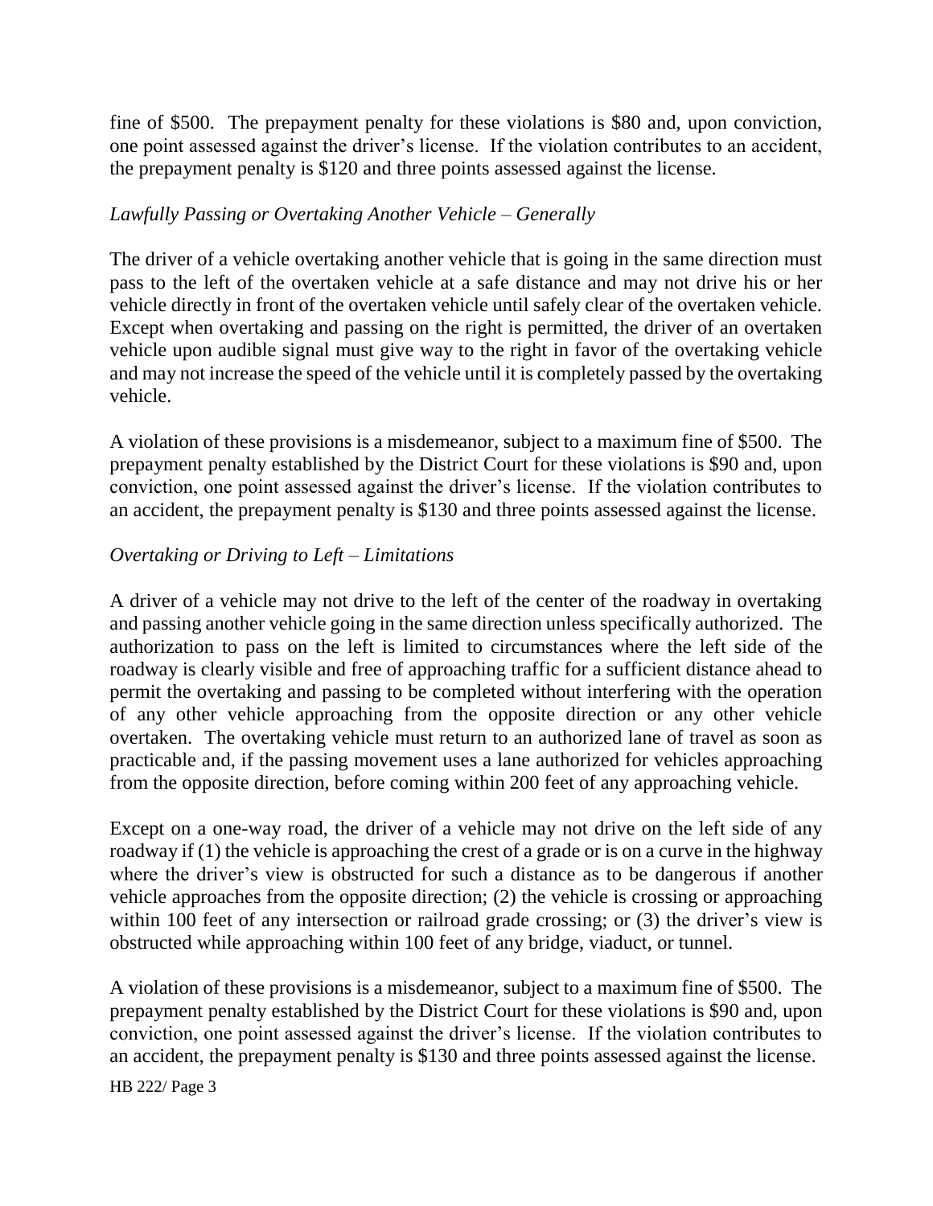fine of $500. The prepayment penalty for these violations is $80 and, upon conviction, one point assessed against the driver's license. If the violation contributes to an accident, the prepayment penalty is $120 and three points assessed against the license.

*Lawfully Passing or Overtaking Another Vehicle – Generally*

The driver of a vehicle overtaking another vehicle that is going in the same direction must pass to the left of the overtaken vehicle at a safe distance and may not drive his or her vehicle directly in front of the overtaken vehicle until safely clear of the overtaken vehicle. Except when overtaking and passing on the right is permitted, the driver of an overtaken vehicle upon audible signal must give way to the right in favor of the overtaking vehicle and may not increase the speed of the vehicle until it is completely passed by the overtaking vehicle.

A violation of these provisions is a misdemeanor, subject to a maximum fine of $500. The prepayment penalty established by the District Court for these violations is $90 and, upon conviction, one point assessed against the driver's license. If the violation contributes to an accident, the prepayment penalty is $130 and three points assessed against the license.

*Overtaking or Driving to Left – Limitations*

A driver of a vehicle may not drive to the left of the center of the roadway in overtaking and passing another vehicle going in the same direction unless specifically authorized. The authorization to pass on the left is limited to circumstances where the left side of the roadway is clearly visible and free of approaching traffic for a sufficient distance ahead to permit the overtaking and passing to be completed without interfering with the operation of any other vehicle approaching from the opposite direction or any other vehicle overtaken. The overtaking vehicle must return to an authorized lane of travel as soon as practicable and, if the passing movement uses a lane authorized for vehicles approaching from the opposite direction, before coming within 200 feet of any approaching vehicle.

Except on a one-way road, the driver of a vehicle may not drive on the left side of any roadway if (1) the vehicle is approaching the crest of a grade or is on a curve in the highway where the driver's view is obstructed for such a distance as to be dangerous if another vehicle approaches from the opposite direction; (2) the vehicle is crossing or approaching within 100 feet of any intersection or railroad grade crossing; or (3) the driver's view is obstructed while approaching within 100 feet of any bridge, viaduct, or tunnel.

A violation of these provisions is a misdemeanor, subject to a maximum fine of $500. The prepayment penalty established by the District Court for these violations is $90 and, upon conviction, one point assessed against the driver's license. If the violation contributes to an accident, the prepayment penalty is $130 and three points assessed against the license.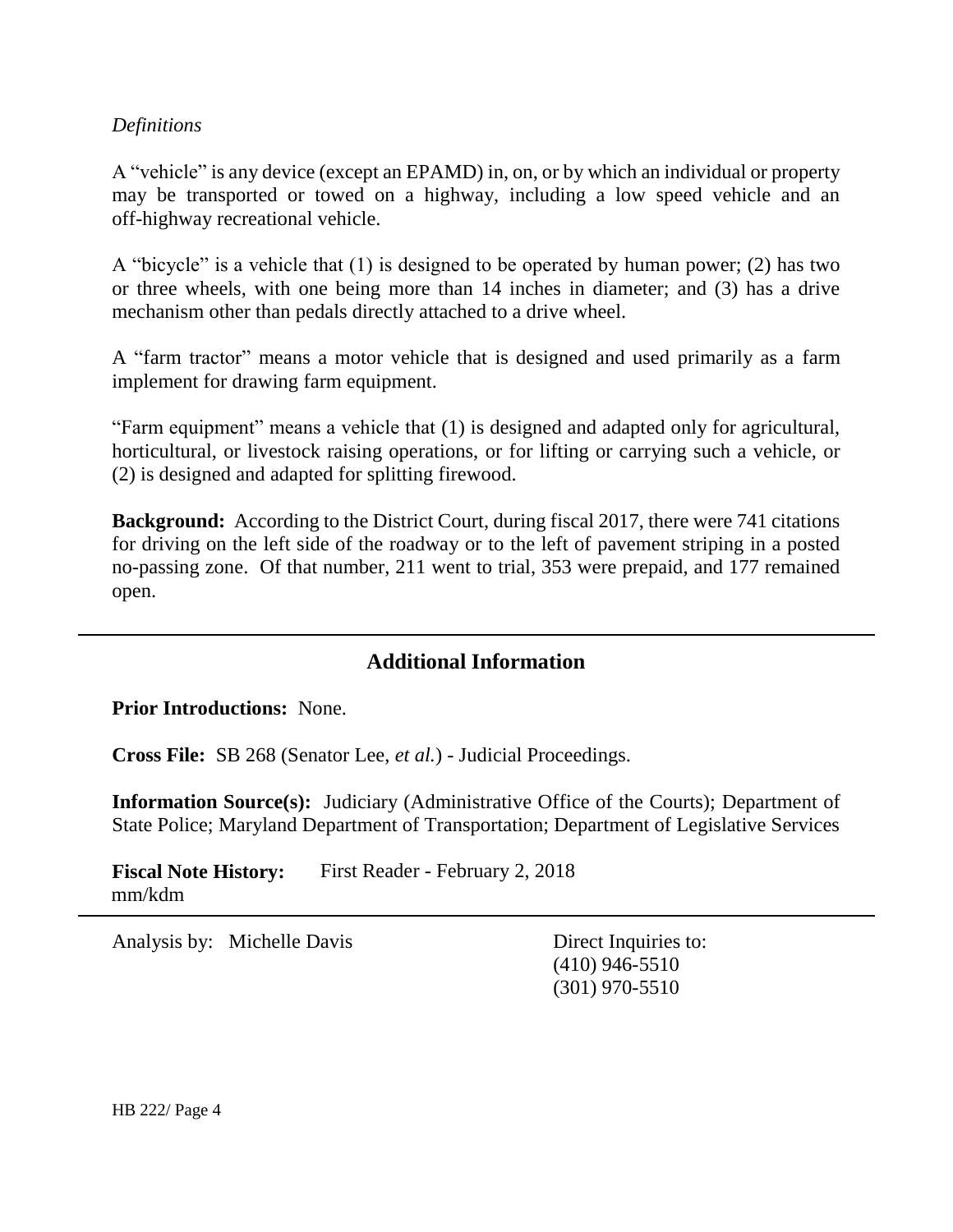*Definitions*

A "vehicle" is any device (except an EPAMD) in, on, or by which an individual or property may be transported or towed on a highway, including a low speed vehicle and an off-highway recreational vehicle.

A "bicycle" is a vehicle that (1) is designed to be operated by human power; (2) has two or three wheels, with one being more than 14 inches in diameter; and (3) has a drive mechanism other than pedals directly attached to a drive wheel.

A "farm tractor" means a motor vehicle that is designed and used primarily as a farm implement for drawing farm equipment.

"Farm equipment" means a vehicle that (1) is designed and adapted only for agricultural, horticultural, or livestock raising operations, or for lifting or carrying such a vehicle, or (2) is designed and adapted for splitting firewood.

**Background:** According to the District Court, during fiscal 2017, there were 741 citations for driving on the left side of the roadway or to the left of pavement striping in a posted no-passing zone. Of that number, 211 went to trial, 353 were prepaid, and 177 remained open.

## Additional Information

**Prior Introductions:** None.

**Cross File:** SB 268 (Senator Lee, *et al.*) - Judicial Proceedings.

**Information Source(s):** Judiciary (Administrative Office of the Courts); Department of State Police; Maryland Department of Transportation; Department of Legislative Services

**Fiscal Note History:** First Reader - February 2, 2018
mm/kdm

Analysis by: Michelle Davis

Direct Inquiries to:
(410) 946-5510
(301) 970-5510